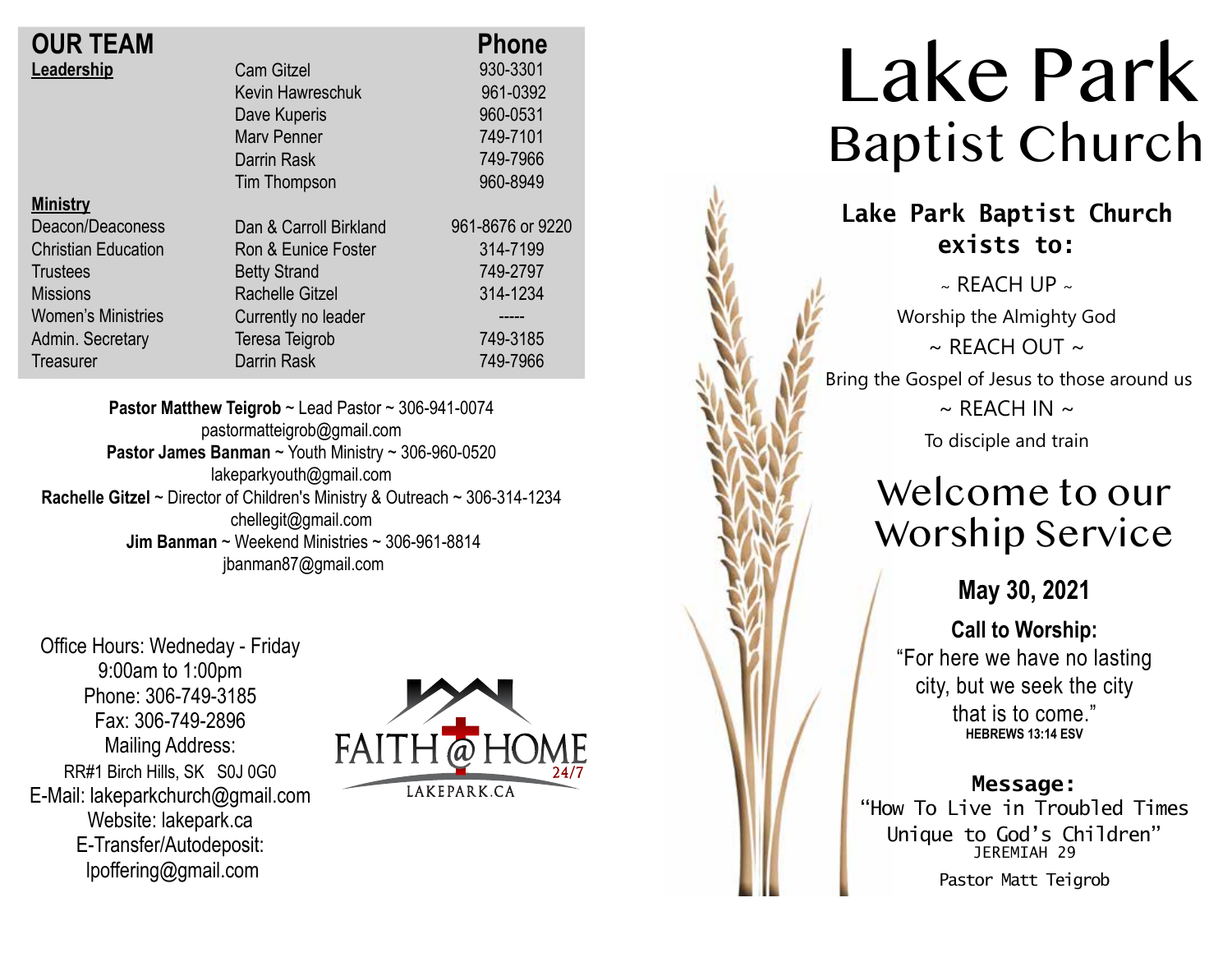## OUR TEAM

| | | Phone |
|---|---|---|
| **Leadership** | Cam Gitzel | 930-3301 |
| | Kevin Hawreschuk | 961-0392 |
| | Dave Kuperis | 960-0531 |
| | Marv Penner | 749-7101 |
| | Darrin Rask | 749-7966 |
| | Tim Thompson | 960-8949 |
| **Ministry** | | |
| Deacon/Deaconess | Dan & Carroll Birkland | 961-8676 or 9220 |
| Christian Education | Ron & Eunice Foster | 314-7199 |
| Trustees | Betty Strand | 749-2797 |
| Missions | Rachelle Gitzel | 314-1234 |
| Women's Ministries | Currently no leader | ----- |
| Admin. Secretary | Teresa Teigrob | 749-3185 |
| Treasurer | Darrin Rask | 749-7966 |

**Pastor Matthew Teigrob** ~ Lead Pastor ~ 306-941-0074
pastormatteigrob@gmail.com
**Pastor James Banman** ~ Youth Ministry ~ 306-960-0520
lakeparkyouth@gmail.com
**Rachelle Gitzel** ~ Director of Children's Ministry & Outreach ~ 306-314-1234
chellegit@gmail.com
**Jim Banman** ~ Weekend Ministries ~ 306-961-8814
jbanman87@gmail.com

Office Hours: Wedneday - Friday
9:00am to 1:00pm
Phone: 306-749-3185
Fax: 306-749-2896
Mailing Address:
RR#1 Birch Hills, SK S0J 0G0
E-Mail: lakeparkchurch@gmail.com
Website: lakepark.ca
E-Transfer/Autodeposit:
lpoffering@gmail.com

FAITH @ HOME 24/7
LAKEPARK.CA

# Lake Park Baptist Church

**Lake Park Baptist Church exists to:**

~ REACH UP ~
Worship the Almighty God
~ REACH OUT ~
Bring the Gospel of Jesus to those around us
~ REACH IN ~
To disciple and train

## Welcome to our Worship Service

**May 30, 2021**

**Call to Worship:**
"For here we have no lasting city, but we seek the city that is to come."
**HEBREWS 13:14 ESV**

**Message:**
"How To Live in Troubled Times Unique to God's Children"
JEREMIAH 29

Pastor Matt Teigrob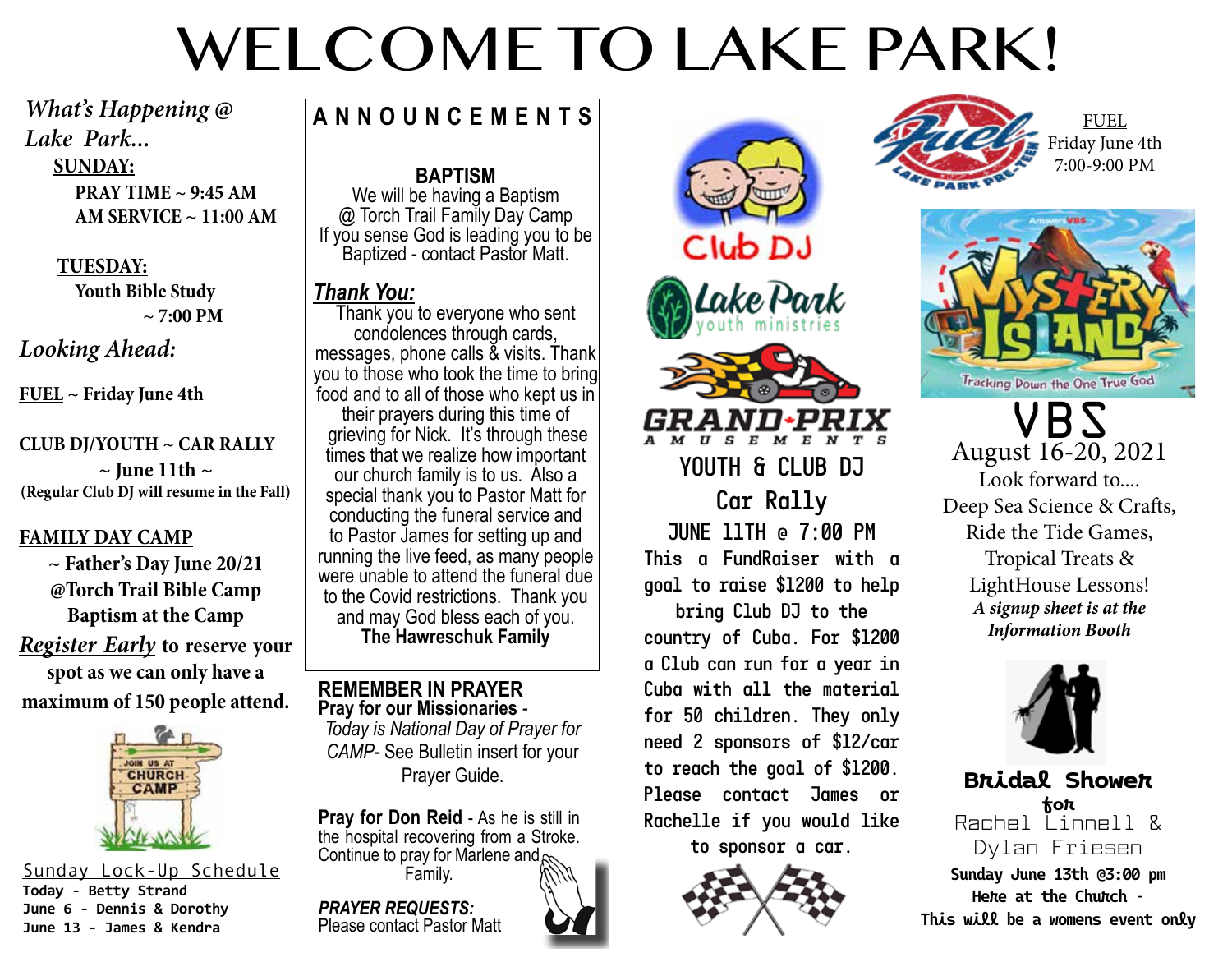# WELCOME TO LAKE PARK!

*What's Happening @ Lake Park...*

**SUNDAY:**

**PRAY TIME ~ 9:45 AM**
**AM SERVICE ~ 11:00 AM**

**TUESDAY:**

**Youth Bible Study ~ 7:00 PM**

*Looking Ahead:*

**FUEL ~ Friday June 4th**

**CLUB DJ/YOUTH ~ CAR RALLY**
**~ June 11th ~**
**(Regular Club DJ will resume in the Fall)**

**FAMILY DAY CAMP**
**~ Father's Day June 20/21**
**@Torch Trail Bible Camp**
**Baptism at the Camp**

***Register Early* to reserve your spot as we can only have a maximum of 150 people attend.**

JOIN US AT CHURCH CAMP

Sunday Lock-Up Schedule
Today - Betty Strand
June 6 - Dennis & Dorothy
June 13 - James & Kendra

## ANNOUNCEMENTS

**BAPTISM**
We will be having a Baptism @ Torch Trail Family Day Camp
If you sense God is leading you to be Baptized - contact Pastor Matt.

***Thank You:***
Thank you to everyone who sent condolences through cards, messages, phone calls & visits. Thank you to those who took the time to bring food and to all of those who kept us in their prayers during this time of grieving for Nick. It's through these times that we realize how important our church family is to us. Also a special thank you to Pastor Matt for conducting the funeral service and to Pastor James for setting up and running the live feed, as many people were unable to attend the funeral due to the Covid restrictions. Thank you and may God bless each of you.
**The Hawreschuk Family**

**REMEMBER IN PRAYER**
**Pray for our Missionaries** - *Today is National Day of Prayer for CAMP*- See Bulletin insert for your Prayer Guide.

**Pray for Don Reid** - As he is still in the hospital recovering from a Stroke. Continue to pray for Marlene and Family.

***PRAYER REQUESTS:***
Please contact Pastor Matt

Club DJ
Lake Park youth ministries
GRAND PRIX AMUSEMENTS

**YOUTH & CLUB DJ**
**Car Rally**
**JUNE 11TH @ 7:00 PM**

This a FundRaiser with a goal to raise $1200 to help bring Club DJ to the country of Cuba. For $1200 a Club can run for a year in Cuba with all the material for 50 children. They only need 2 sponsors of $12/car to reach the goal of $1200. Please contact James or Rachelle if you would like to sponsor a car.

Fuel LAKE PARK PRE-TEEN

FUEL
Friday June 4th
7:00-9:00 PM

Answers VBS MYSTERY ISLAND Tracking Down the One True God

# VBS
August 16-20, 2021
Look forward to....
Deep Sea Science & Crafts,
Ride the Tide Games,
Tropical Treats &
LightHouse Lessons!
***A signup sheet is at the Information Booth***

**Bridal Shower**
**for**
Rachel Linnell &
Dylan Friesen
**Sunday June 13th @3:00 pm**
**Here at the Church -**
**This will be a womens event only**